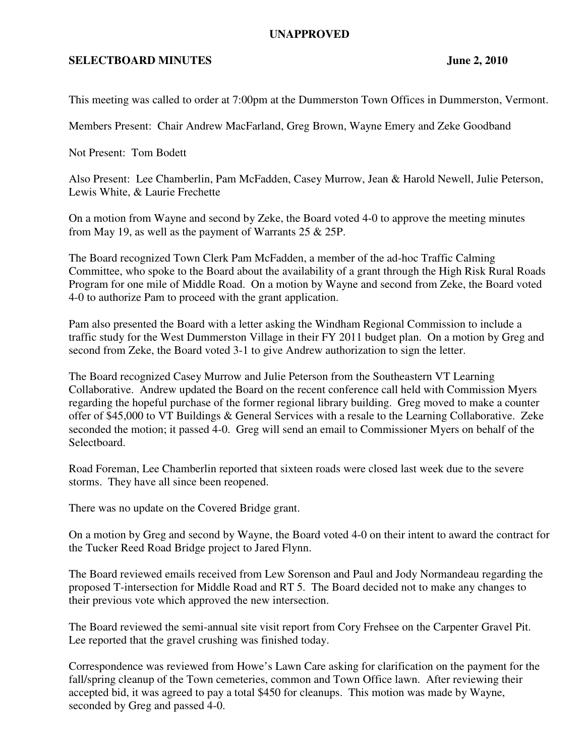**UNAPPROVED**

**SELECTBOARD MINUTES** **June 2, 2010**

This meeting was called to order at 7:00pm at the Dummerston Town Offices in Dummerston, Vermont.

Members Present: Chair Andrew MacFarland, Greg Brown, Wayne Emery and Zeke Goodband

Not Present: Tom Bodett

Also Present: Lee Chamberlin, Pam McFadden, Casey Murrow, Jean & Harold Newell, Julie Peterson, Lewis White, & Laurie Frechette

On a motion from Wayne and second by Zeke, the Board voted 4-0 to approve the meeting minutes from May 19, as well as the payment of Warrants 25 & 25P.

The Board recognized Town Clerk Pam McFadden, a member of the ad-hoc Traffic Calming Committee, who spoke to the Board about the availability of a grant through the High Risk Rural Roads Program for one mile of Middle Road. On a motion by Wayne and second from Zeke, the Board voted 4-0 to authorize Pam to proceed with the grant application.

Pam also presented the Board with a letter asking the Windham Regional Commission to include a traffic study for the West Dummerston Village in their FY 2011 budget plan. On a motion by Greg and second from Zeke, the Board voted 3-1 to give Andrew authorization to sign the letter.

The Board recognized Casey Murrow and Julie Peterson from the Southeastern VT Learning Collaborative. Andrew updated the Board on the recent conference call held with Commission Myers regarding the hopeful purchase of the former regional library building. Greg moved to make a counter offer of $45,000 to VT Buildings & General Services with a resale to the Learning Collaborative. Zeke seconded the motion; it passed 4-0. Greg will send an email to Commissioner Myers on behalf of the Selectboard.

Road Foreman, Lee Chamberlin reported that sixteen roads were closed last week due to the severe storms. They have all since been reopened.

There was no update on the Covered Bridge grant.

On a motion by Greg and second by Wayne, the Board voted 4-0 on their intent to award the contract for the Tucker Reed Road Bridge project to Jared Flynn.

The Board reviewed emails received from Lew Sorenson and Paul and Jody Normandeau regarding the proposed T-intersection for Middle Road and RT 5. The Board decided not to make any changes to their previous vote which approved the new intersection.

The Board reviewed the semi-annual site visit report from Cory Frehsee on the Carpenter Gravel Pit. Lee reported that the gravel crushing was finished today.

Correspondence was reviewed from Howe's Lawn Care asking for clarification on the payment for the fall/spring cleanup of the Town cemeteries, common and Town Office lawn. After reviewing their accepted bid, it was agreed to pay a total $450 for cleanups. This motion was made by Wayne, seconded by Greg and passed 4-0.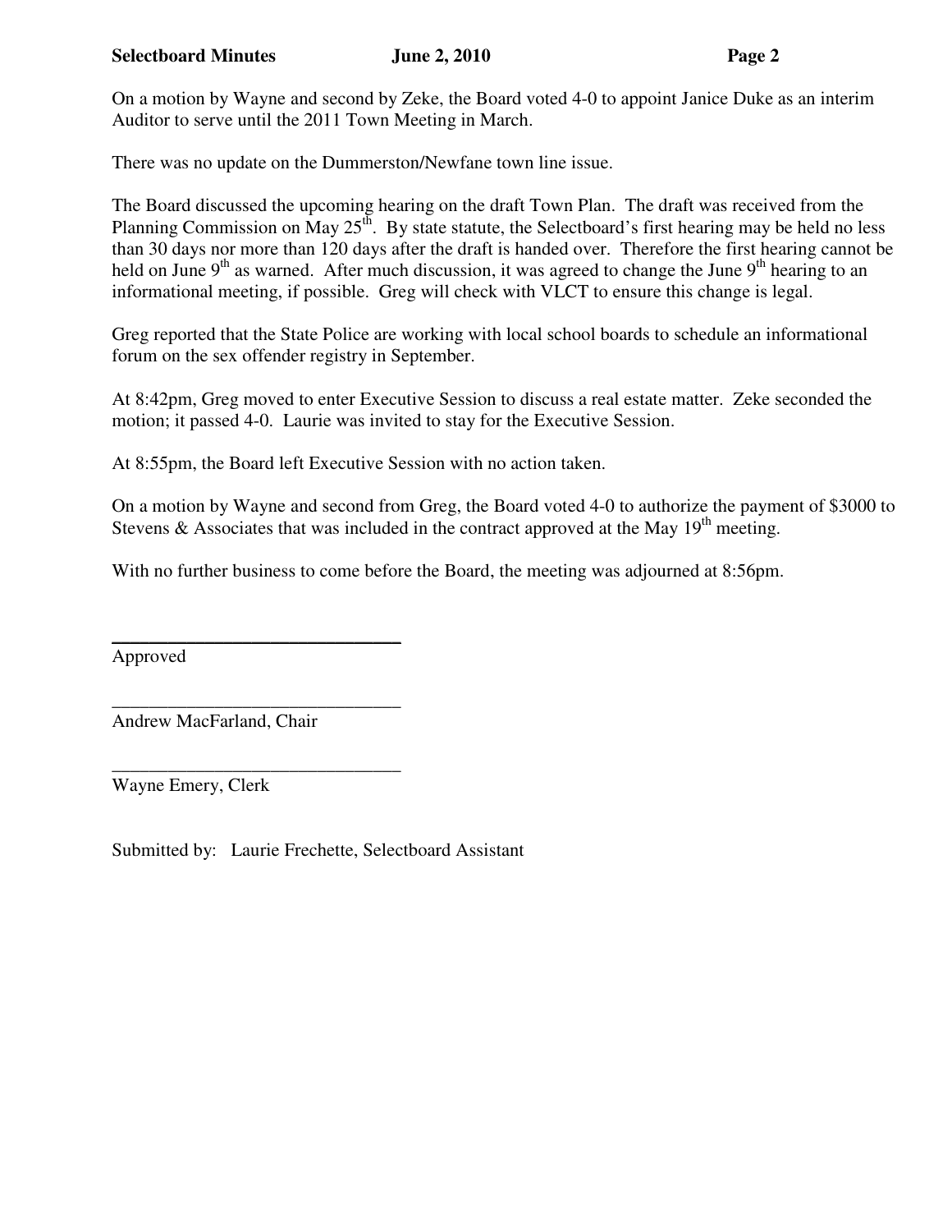On a motion by Wayne and second by Zeke, the Board voted 4-0 to appoint Janice Duke as an interim Auditor to serve until the 2011 Town Meeting in March.

There was no update on the Dummerston/Newfane town line issue.

The Board discussed the upcoming hearing on the draft Town Plan. The draft was received from the Planning Commission on May 25th. By state statute, the Selectboard's first hearing may be held no less than 30 days nor more than 120 days after the draft is handed over. Therefore the first hearing cannot be held on June 9th as warned. After much discussion, it was agreed to change the June 9th hearing to an informational meeting, if possible. Greg will check with VLCT to ensure this change is legal.

Greg reported that the State Police are working with local school boards to schedule an informational forum on the sex offender registry in September.

At 8:42pm, Greg moved to enter Executive Session to discuss a real estate matter. Zeke seconded the motion; it passed 4-0. Laurie was invited to stay for the Executive Session.

At 8:55pm, the Board left Executive Session with no action taken.

On a motion by Wayne and second from Greg, the Board voted 4-0 to authorize the payment of $3000 to Stevens & Associates that was included in the contract approved at the May 19th meeting.

With no further business to come before the Board, the meeting was adjourned at 8:56pm.

_______________________________
Approved

_______________________________
Andrew MacFarland, Chair

_______________________________
Wayne Emery, Clerk

Submitted by: Laurie Frechette, Selectboard Assistant